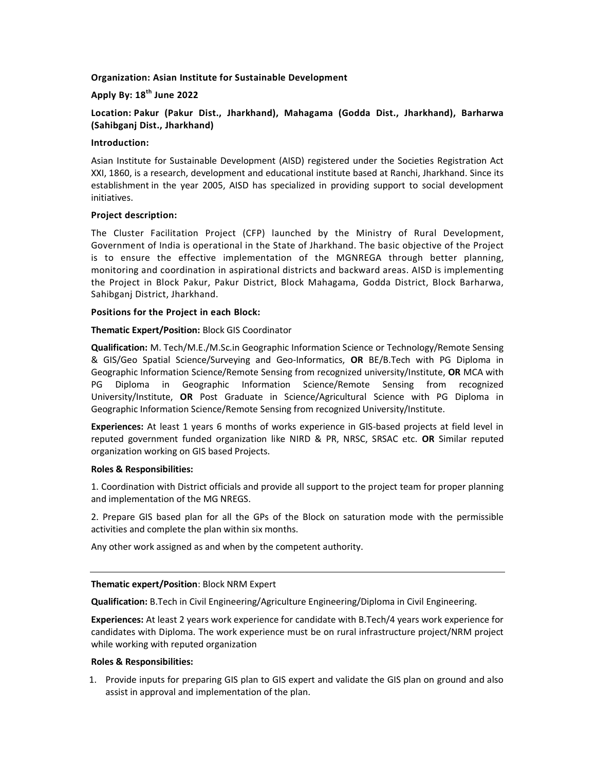**Organization: Asian Institute for Sustainable Development**

**Apply By: 18th June 2022**

**Location: Pakur (Pakur Dist., Jharkhand), Mahagama (Godda Dist., Jharkhand), Barharwa (Sahibganj Dist., Jharkhand)**

**Introduction:**

Asian Institute for Sustainable Development (AISD) registered under the Societies Registration Act XXI, 1860, is a research, development and educational institute based at Ranchi, Jharkhand. Since its establishment in the year 2005, AISD has specialized in providing support to social development initiatives.

**Project description:**

The Cluster Facilitation Project (CFP) launched by the Ministry of Rural Development, Government of India is operational in the State of Jharkhand. The basic objective of the Project is to ensure the effective implementation of the MGNREGA through better planning, monitoring and coordination in aspirational districts and backward areas. AISD is implementing the Project in Block Pakur, Pakur District, Block Mahagama, Godda District, Block Barharwa, Sahibganj District, Jharkhand.

**Positions for the Project in each Block:**

**Thematic Expert/Position:** Block GIS Coordinator

**Qualification:** M. Tech/M.E./M.Sc.in Geographic Information Science or Technology/Remote Sensing & GIS/Geo Spatial Science/Surveying and Geo-Informatics, **OR** BE/B.Tech with PG Diploma in Geographic Information Science/Remote Sensing from recognized university/Institute, **OR** MCA with PG Diploma in Geographic Information Science/Remote Sensing from recognized University/Institute, **OR** Post Graduate in Science/Agricultural Science with PG Diploma in Geographic Information Science/Remote Sensing from recognized University/Institute.

**Experiences:** At least 1 years 6 months of works experience in GIS-based projects at field level in reputed government funded organization like NIRD & PR, NRSC, SRSAC etc. **OR** Similar reputed organization working on GIS based Projects.

**Roles & Responsibilities:**

1. Coordination with District officials and provide all support to the project team for proper planning and implementation of the MG NREGS.

2. Prepare GIS based plan for all the GPs of the Block on saturation mode with the permissible activities and complete the plan within six months.

Any other work assigned as and when by the competent authority.

---

**Thematic expert/Position**: Block NRM Expert

**Qualification:** B.Tech in Civil Engineering/Agriculture Engineering/Diploma in Civil Engineering.

**Experiences:** At least 2 years work experience for candidate with B.Tech/4 years work experience for candidates with Diploma. The work experience must be on rural infrastructure project/NRM project while working with reputed organization

**Roles & Responsibilities:**

1. Provide inputs for preparing GIS plan to GIS expert and validate the GIS plan on ground and also assist in approval and implementation of the plan.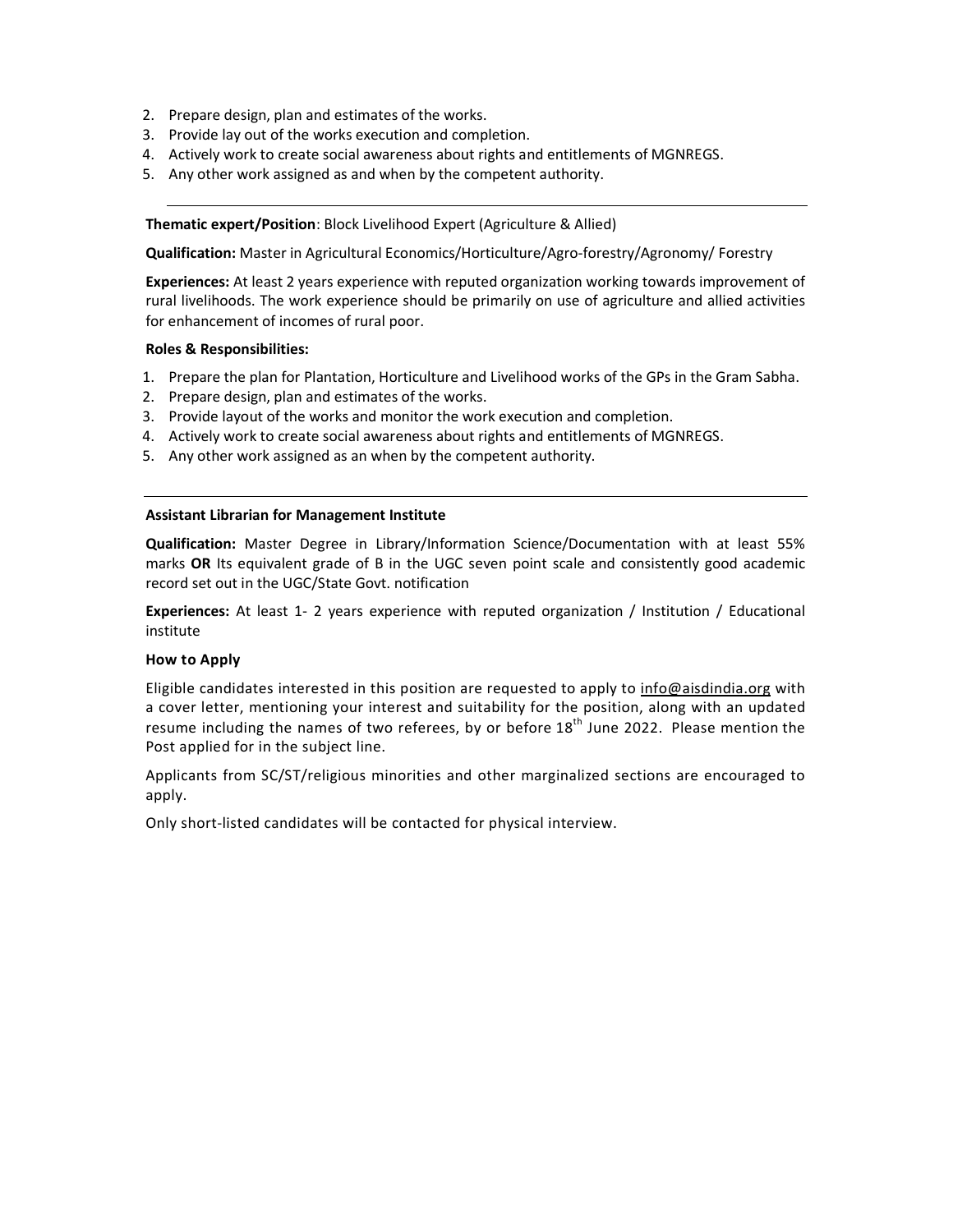2. Prepare design, plan and estimates of the works.
3. Provide lay out of the works execution and completion.
4. Actively work to create social awareness about rights and entitlements of MGNREGS.
5. Any other work assigned as and when by the competent authority.

---

**Thematic expert/Position**: Block Livelihood Expert (Agriculture & Allied)

**Qualification:** Master in Agricultural Economics/Horticulture/Agro-forestry/Agronomy/ Forestry

**Experiences:** At least 2 years experience with reputed organization working towards improvement of rural livelihoods. The work experience should be primarily on use of agriculture and allied activities for enhancement of incomes of rural poor.

**Roles & Responsibilities:**

1. Prepare the plan for Plantation, Horticulture and Livelihood works of the GPs in the Gram Sabha.
2. Prepare design, plan and estimates of the works.
3. Provide layout of the works and monitor the work execution and completion.
4. Actively work to create social awareness about rights and entitlements of MGNREGS.
5. Any other work assigned as an when by the competent authority.

---

**Assistant Librarian for Management Institute**

**Qualification:** Master Degree in Library/Information Science/Documentation with at least 55% marks **OR** Its equivalent grade of B in the UGC seven point scale and consistently good academic record set out in the UGC/State Govt. notification

**Experiences:** At least 1- 2 years experience with reputed organization / Institution / Educational institute

**How to Apply**

Eligible candidates interested in this position are requested to apply to info@aisdindia.org with a cover letter, mentioning your interest and suitability for the position, along with an updated resume including the names of two referees, by or before 18th June 2022. Please mention the Post applied for in the subject line.

Applicants from SC/ST/religious minorities and other marginalized sections are encouraged to apply.

Only short-listed candidates will be contacted for physical interview.